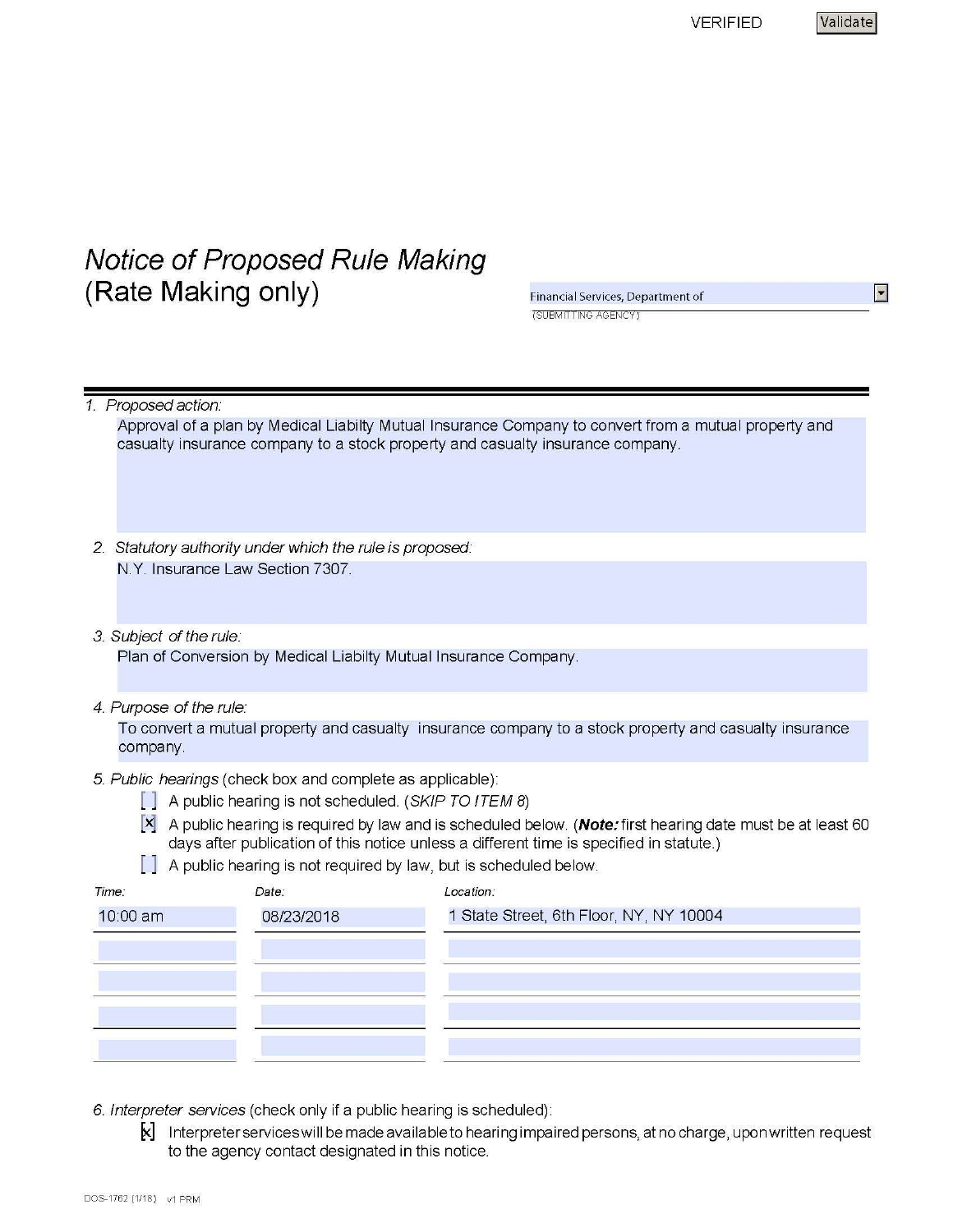VERIFIED

# Notice of Proposed Rule Making (Rate Making only)

Financial Services, Department of
(SUBMITTING AGENCY)

1. *Proposed action:*
   Approval of a plan by Medical Liabilty Mutual Insurance Company to convert from a mutual property and casualty insurance company to a stock property and casualty insurance company.

2. *Statutory authority under which the rule is proposed:*
   N.Y. Insurance Law Section 7307.

3. *Subject of the rule:*
   Plan of Conversion by Medical Liabilty Mutual Insurance Company.

4. *Purpose of the rule:*
   To convert a mutual property and casualty insurance company to a stock property and casualty insurance company.

5. *Public hearings* (check box and complete as applicable):
   - [ ] A public hearing is not scheduled. (*SKIP TO ITEM 8*)
   - [x] A public hearing is required by law and is scheduled below. (***Note:*** first hearing date must be at least 60 days after publication of this notice unless a different time is specified in statute.)
   - [ ] A public hearing is not required by law, but is scheduled below.

| *Time:* | *Date:* | *Location:* |
|---|---|---|
| 10:00 am | 08/23/2018 | 1 State Street, 6th Floor, NY, NY 10004 |
| | | |
| | | |
| | | |
| | | |

6. *Interpreter services* (check only if a public hearing is scheduled):
   - [x] Interpreter services will be made available to hearing impaired persons, at no charge, upon written request to the agency contact designated in this notice.

DOS-1762 (1/18) v1 PRM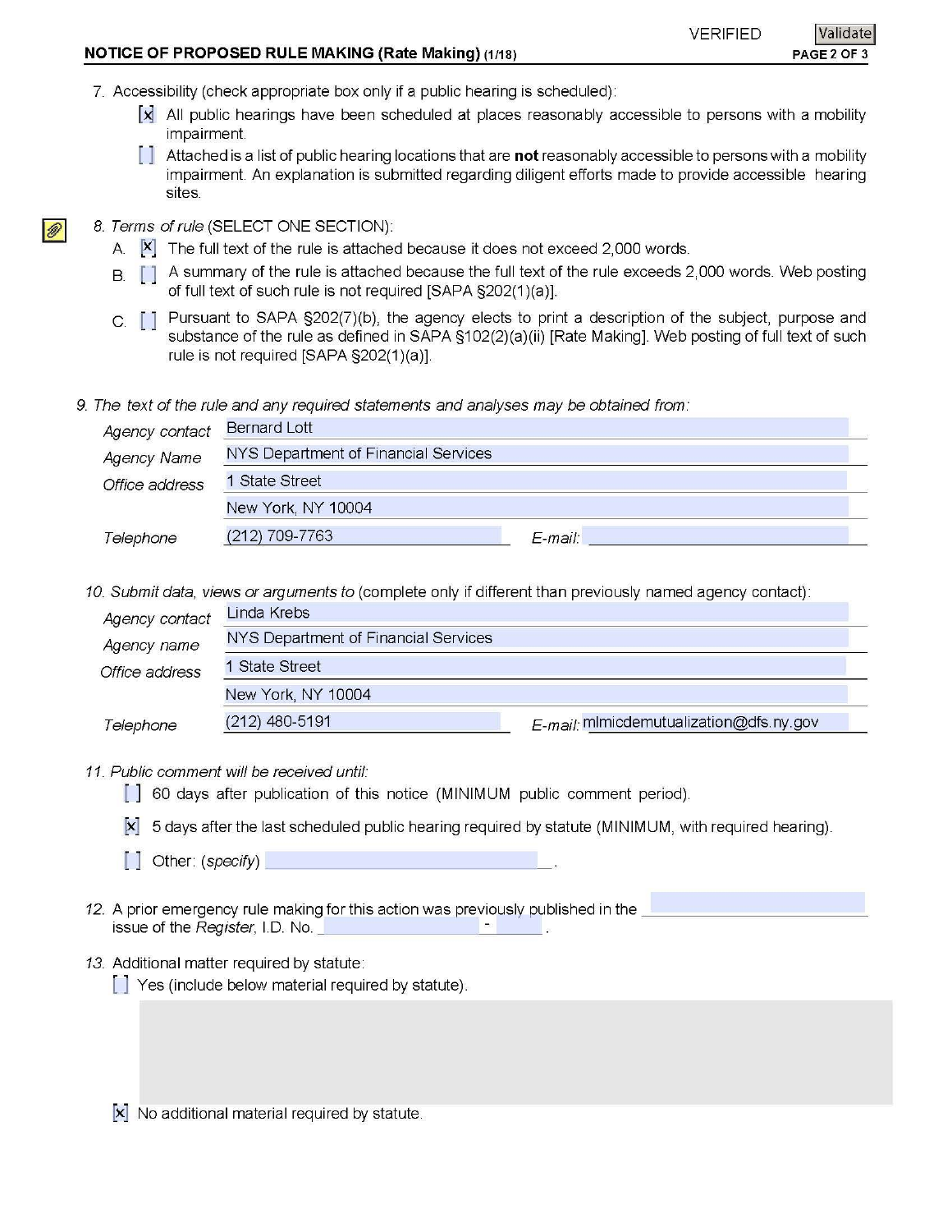7. Accessibility (check appropriate box only if a public hearing is scheduled):

   [x] All public hearings have been scheduled at places reasonably accessible to persons with a mobility impairment.

   [ ] Attached is a list of public hearing locations that are **not** reasonably accessible to persons with a mobility impairment. An explanation is submitted regarding diligent efforts made to provide accessible hearing sites.

8. *Terms of rule* (SELECT ONE SECTION):

   A. [x] The full text of the rule is attached because it does not exceed 2,000 words.

   B. [ ] A summary of the rule is attached because the full text of the rule exceeds 2,000 words. Web posting of full text of such rule is not required [SAPA §202(1)(a)].

   C. [ ] Pursuant to SAPA §202(7)(b), the agency elects to print a description of the subject, purpose and substance of the rule as defined in SAPA §102(2)(a)(ii) [Rate Making]. Web posting of full text of such rule is not required [SAPA §202(1)(a)].

9. *The text of the rule and any required statements and analyses may be obtained from:*

   *Agency contact* Bernard Lott

   *Agency Name* NYS Department of Financial Services

   *Office address* 1 State Street
   New York, NY 10004

   *Telephone* (212) 709-7763 *E-mail:*

10. *Submit data, views or arguments to* (complete only if different than previously named agency contact):

    *Agency contact* Linda Krebs

    *Agency name* NYS Department of Financial Services

    *Office address* 1 State Street
    New York, NY 10004

    *Telephone* (212) 480-5191 *E-mail:* mlmicdemutualization@dfs.ny.gov

11. *Public comment will be received until:*

    [ ] 60 days after publication of this notice (MINIMUM public comment period).

    [x] 5 days after the last scheduled public hearing required by statute (MINIMUM, with required hearing).

    [ ] Other: (*specify*) \_\_\_\_\_\_\_\_\_\_.

12. A prior emergency rule making for this action was previously published in the \_\_\_\_\_\_\_\_\_\_ issue of the *Register*, I.D. No. \_\_\_\_\_\_\_\_ - \_\_\_\_ .

13. Additional matter required by statute:

    [ ] Yes (include below material required by statute).

    [x] No additional material required by statute.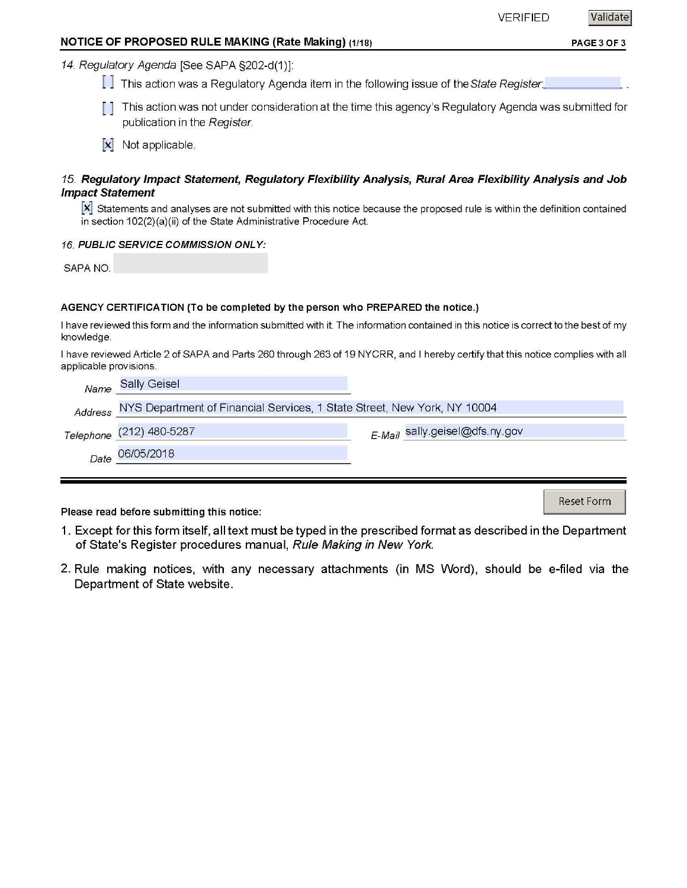VERIFIED Validate

**NOTICE OF PROPOSED RULE MAKING (Rate Making) (1/18)**

14. *Regulatory Agenda* [See SAPA §202-d(1)]:

- [ ] This action was a Regulatory Agenda item in the following issue of the *State Register*: ______________ .
- [ ] This action was not under consideration at the time this agency's Regulatory Agenda was submitted for publication in the *Register*.
- [x] Not applicable.

15. ***Regulatory Impact Statement, Regulatory Flexibility Analysis, Rural Area Flexibility Analysis and Job Impact Statement***

- [x] Statements and analyses are not submitted with this notice because the proposed rule is within the definition contained in section 102(2)(a)(ii) of the State Administrative Procedure Act.

16. ***PUBLIC SERVICE COMMISSION ONLY:***

SAPA NO. ______________

**AGENCY CERTIFICATION (To be completed by the person who PREPARED the notice.)**

I have reviewed this form and the information submitted with it. The information contained in this notice is correct to the best of my knowledge.

I have reviewed Article 2 of SAPA and Parts 260 through 263 of 19 NYCRR, and I hereby certify that this notice complies with all applicable provisions.

*Name* Sally Geisel

*Address* NYS Department of Financial Services, 1 State Street, New York, NY 10004

*Telephone* (212) 480-5287 *E-Mail* sally.geisel@dfs.ny.gov

*Date* 06/05/2018

Reset Form

**Please read before submitting this notice:**

1. Except for this form itself, all text must be typed in the prescribed format as described in the Department of State's Register procedures manual, *Rule Making in New York.*
2. Rule making notices, with any necessary attachments (in MS Word), should be e-filed via the Department of State website.